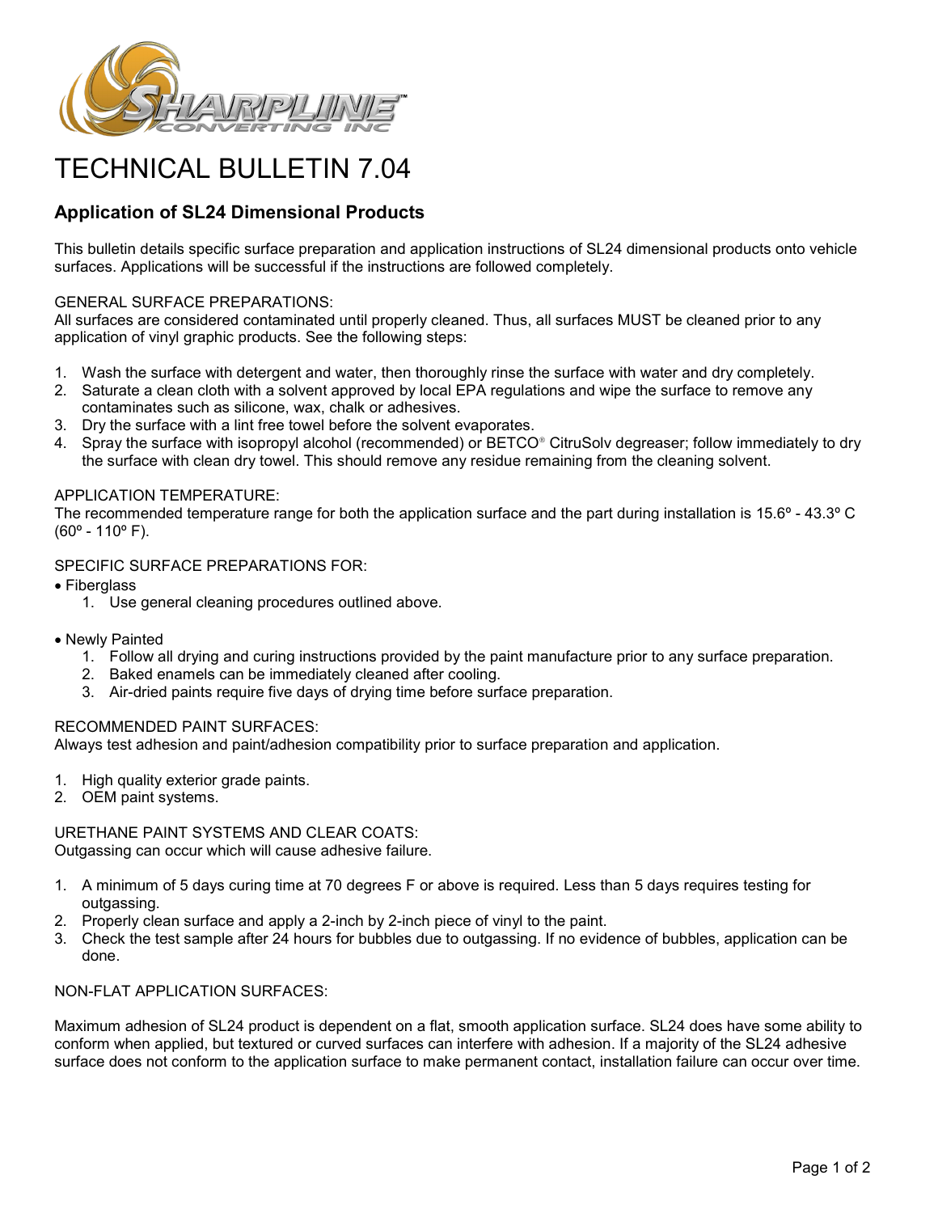# TECHNICAL BULLETIN 7.04

## Application of SL24 Dimensional Products

This bulletin details specific surface preparation and application instructions of SL24 dimensional products onto vehicle surfaces. Applications will be successful if the instructions are followed completely.

GENERAL SURFACE PREPARATIONS:
All surfaces are considered contaminated until properly cleaned. Thus, all surfaces MUST be cleaned prior to any application of vinyl graphic products. See the following steps:

1. Wash the surface with detergent and water, then thoroughly rinse the surface with water and dry completely.
2. Saturate a clean cloth with a solvent approved by local EPA regulations and wipe the surface to remove any contaminates such as silicone, wax, chalk or adhesives.
3. Dry the surface with a lint free towel before the solvent evaporates.
4. Spray the surface with isopropyl alcohol (recommended) or BETCO® CitruSolv degreaser; follow immediately to dry the surface with clean dry towel. This should remove any residue remaining from the cleaning solvent.

APPLICATION TEMPERATURE:
The recommended temperature range for both the application surface and the part during installation is 15.6º - 43.3º C (60º - 110º F).

SPECIFIC SURFACE PREPARATIONS FOR:

- Fiberglass
  1. Use general cleaning procedures outlined above.

- Newly Painted
  1. Follow all drying and curing instructions provided by the paint manufacture prior to any surface preparation.
  2. Baked enamels can be immediately cleaned after cooling.
  3. Air-dried paints require five days of drying time before surface preparation.

RECOMMENDED PAINT SURFACES:
Always test adhesion and paint/adhesion compatibility prior to surface preparation and application.

1. High quality exterior grade paints.
2. OEM paint systems.

URETHANE PAINT SYSTEMS AND CLEAR COATS:
Outgassing can occur which will cause adhesive failure.

1. A minimum of 5 days curing time at 70 degrees F or above is required. Less than 5 days requires testing for outgassing.
2. Properly clean surface and apply a 2-inch by 2-inch piece of vinyl to the paint.
3. Check the test sample after 24 hours for bubbles due to outgassing. If no evidence of bubbles, application can be done.

NON-FLAT APPLICATION SURFACES:

Maximum adhesion of SL24 product is dependent on a flat, smooth application surface. SL24 does have some ability to conform when applied, but textured or curved surfaces can interfere with adhesion. If a majority of the SL24 adhesive surface does not conform to the application surface to make permanent contact, installation failure can occur over time.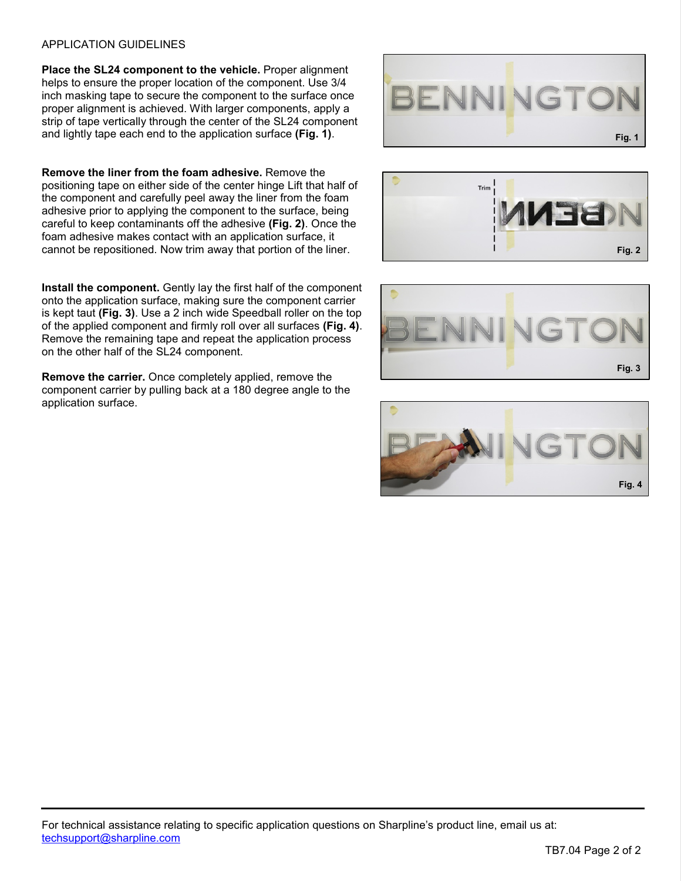APPLICATION GUIDELINES

**Place the SL24 component to the vehicle.** Proper alignment helps to ensure the proper location of the component. Use 3/4 inch masking tape to secure the component to the surface once proper alignment is achieved. With larger components, apply a strip of tape vertically through the center of the SL24 component and lightly tape each end to the application surface **(Fig. 1)**.

**Remove the liner from the foam adhesive.** Remove the positioning tape on either side of the center hinge Lift that half of the component and carefully peel away the liner from the foam adhesive prior to applying the component to the surface, being careful to keep contaminants off the adhesive **(Fig. 2)**. Once the foam adhesive makes contact with an application surface, it cannot be repositioned. Now trim away that portion of the liner.

**Install the component.** Gently lay the first half of the component onto the application surface, making sure the component carrier is kept taut **(Fig. 3)**. Use a 2 inch wide Speedball roller on the top of the applied component and firmly roll over all surfaces **(Fig. 4)**. Remove the remaining tape and repeat the application process on the other half of the SL24 component.

**Remove the carrier.** Once completely applied, remove the component carrier by pulling back at a 180 degree angle to the application surface.

Fig. 1

Trim

Fig. 2

Fig. 3

Fig. 4

---

For technical assistance relating to specific application questions on Sharpline's product line, email us at: techsupport@sharpline.com

TB7.04